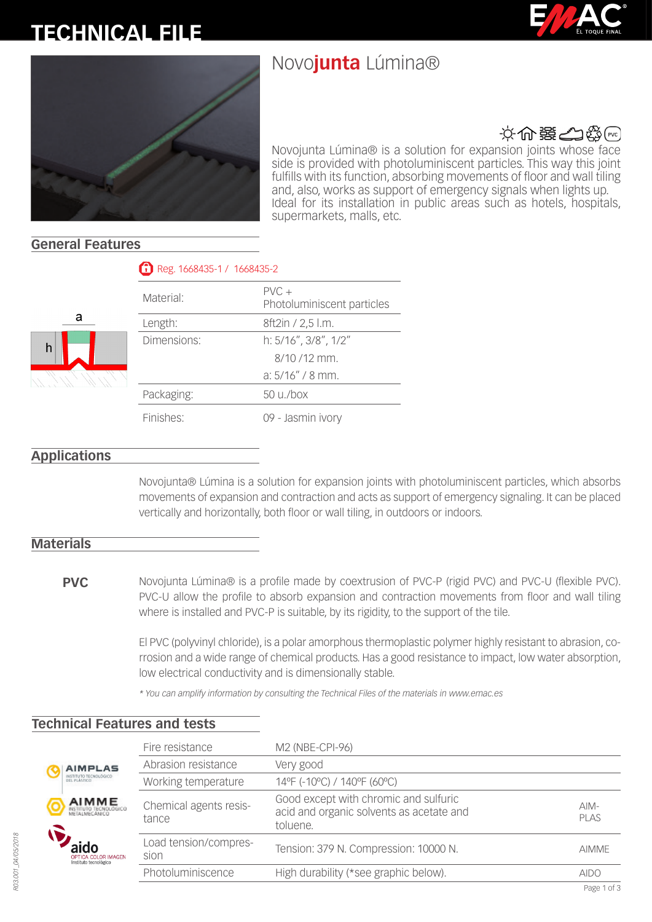# TECHNICAL FILE

# Novo**junta** Lúmina®

Novojunta Lúmina® is a solution for expansion joints whose face side is provided with photoluminiscent particles. This way this joint fulfills with its function, absorbing movements of floor and wall tiling and, also, works as support of emergency signals when lights up. Ideal for its installation in public areas such as hotels, hospitals, supermarkets, malls, etc.

## General Features

Reg. 1668435-1 / 1668435-2

| | |
|---|---|
| Material: | PVC + Photoluminiscent particles |
| Length: | 8ft2in / 2,5 l.m. |
| Dimensions: | h: 5/16", 3/8", 1/2" 8/10 /12 mm. a: 5/16" / 8 mm. |
| Packaging: | 50 u./box |
| Finishes: | 09 - Jasmin ivory |

## Applications

Novojunta® Lúmina is a solution for expansion joints with photoluminiscent particles, which absorbs movements of expansion and contraction and acts as support of emergency signaling. It can be placed vertically and horizontally, both floor or wall tiling, in outdoors or indoors.

## Materials

**PVC**

Novojunta Lúmina® is a profile made by coextrusion of PVC-P (rigid PVC) and PVC-U (flexible PVC). PVC-U allow the profile to absorb expansion and contraction movements from floor and wall tiling where is installed and PVC-P is suitable, by its rigidity, to the support of the tile.

El PVC (polyvinyl chloride), is a polar amorphous thermoplastic polymer highly resistant to abrasion, corrosion and a wide range of chemical products. Has a good resistance to impact, low water absorption, low electrical conductivity and is dimensionally stable.

*\* You can amplify information by consulting the Technical Files of the materials in www.emac.es*

## Technical Features and tests

| | | |
|---|---|---|
| Fire resistance | M2 (NBE-CPI-96) | |
| Abrasion resistance | Very good | |
| Working temperature | 14ºF (-10ºC) / 140ºF (60ºC) | |
| Chemical agents resistance | Good except with chromic and sulfuric acid and organic solvents as acetate and toluene. | AIMPLAS |
| Load tension/compression | Tension: 379 N. Compression: 10000 N. | AIMME |
| Photoluminiscence | High durability (*see graphic below). | AIDO |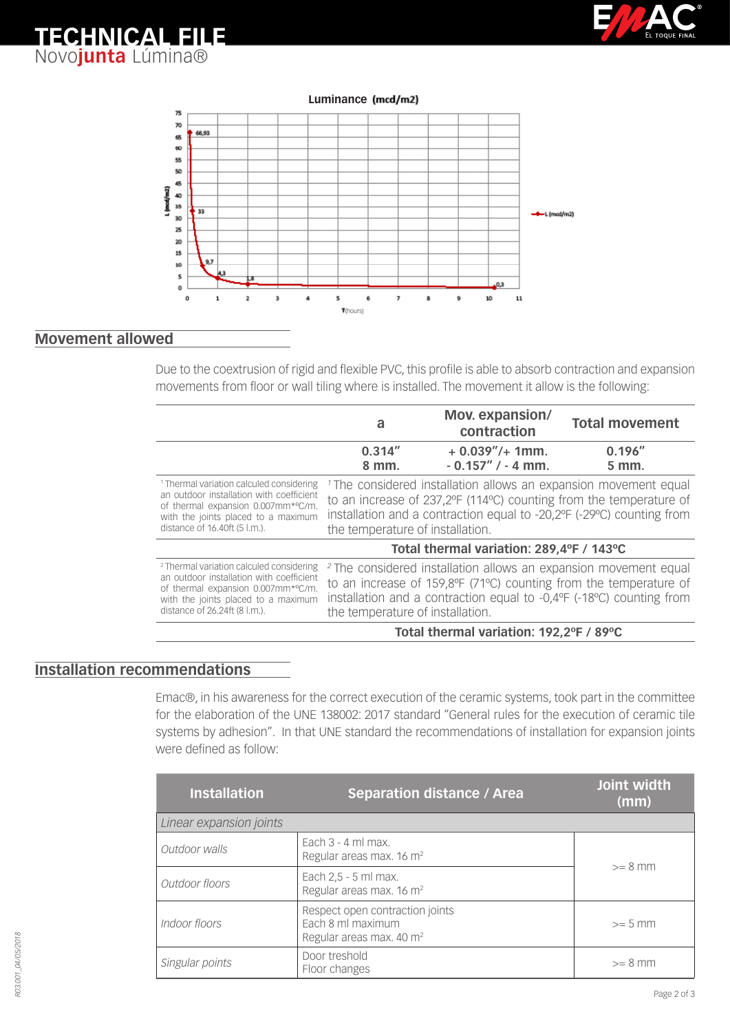# TECHNICAL FILE

Novo**junta** Lúmina®

Luminance (mcd/m2)

## Movement allowed

Due to the coextrusion of rigid and flexible PVC, this profile is able to absorb contraction and expansion movements from floor or wall tiling where is installed. The movement it allow is the following:

| | a | Mov. expansion/ contraction | Total movement |
|---|---|---|---|
| | 0.314" 8 mm. | + 0.039"/+ 1mm. - 0.157" / - 4 mm. | 0.196" 5 mm. |
| [1] Thermal variation calculed considering an outdoor installation with coefficient of thermal expansion 0.007mm*ºC/m. with the joints placed to a maximum distance of 16.40ft (5 l.m.). | [1] The considered installation allows an expansion movement equal to an increase of 237,2ºF (114ºC) counting from the temperature of installation and a contraction equal to -20,2ºF (-29ºC) counting from the temperature of installation. | | |
| | **Total thermal variation: 289,4ºF / 143ºC** | | |
| [2] Thermal variation calculed considering an outdoor installation with coefficient of thermal expansion 0.007mm*ºC/m. with the joints placed to a maximum distance of 26.24ft (8 l.m.). | [2] The considered installation allows an expansion movement equal to an increase of 159,8ºF (71ºC) counting from the temperature of installation and a contraction equal to -0,4ºF (-18ºC) counting from the temperature of installation. | | |
| | **Total thermal variation: 192,2ºF / 89ºC** | | |

## Installation recommendations

Emac®, in his awareness for the correct execution of the ceramic systems, took part in the committee for the elaboration of the UNE 138002: 2017 standard "General rules for the execution of ceramic tile systems by adhesion". In that UNE standard the recommendations of installation for expansion joints were defined as follow:

| Installation | Separation distance / Area | Joint width (mm) |
|---|---|---|
| *Linear expansion joints* | | |
| *Outdoor walls* | Each 3 - 4 ml max. Regular areas max. 16 m$^2$ | >= 8 mm |
| *Outdoor floors* | Each 2,5 - 5 ml max. Regular areas max. 16 m$^2$ | >= 8 mm |
| *Indoor floors* | Respect open contraction joints Each 8 ml maximum Regular areas max. 40 m$^2$ | >= 5 mm |
| *Singular points* | Door treshold Floor changes | >= 8 mm |

R03.001_04/05/2018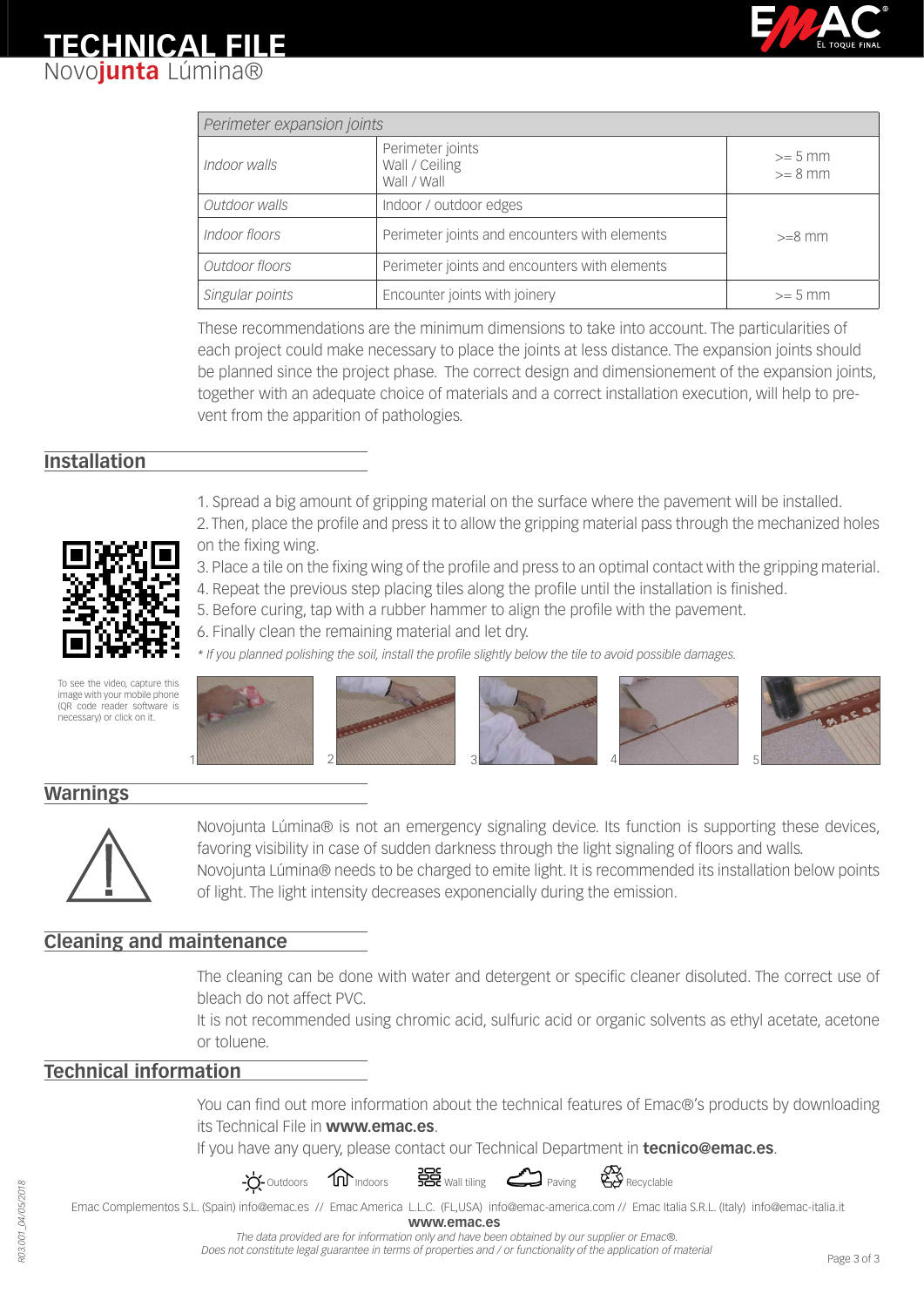# TECHNICAL FILE

Novo**junta** Lúmina®

| *Perimeter expansion joints* | | |
|---|---|---|
| *Indoor walls* | Perimeter joints<br>Wall / Ceiling<br>Wall / Wall | >= 5 mm<br>>= 8 mm |
| *Outdoor walls* | Indoor / outdoor edges | >=8 mm |
| *Indoor floors* | Perimeter joints and encounters with elements | |
| *Outdoor floors* | Perimeter joints and encounters with elements | |
| *Singular points* | Encounter joints with joinery | >= 5 mm |

These recommendations are the minimum dimensions to take into account. The particularities of each project could make necessary to place the joints at less distance. The expansion joints should be planned since the project phase. The correct design and dimensionement of the expansion joints, together with an adequate choice of materials and a correct installation execution, will help to prevent from the apparition of pathologies.

## Installation

1. Spread a big amount of gripping material on the surface where the pavement will be installed.
2. Then, place the profile and press it to allow the gripping material pass through the mechanized holes on the fixing wing.
3. Place a tile on the fixing wing of the profile and press to an optimal contact with the gripping material.
4. Repeat the previous step placing tiles along the profile until the installation is finished.
5. Before curing, tap with a rubber hammer to align the profile with the pavement.
6. Finally clean the remaining material and let dry.

*\* If you planned polishing the soil, install the profile slightly below the tile to avoid possible damages.*

To see the video, capture this image with your mobile phone (QR code reader software is necessary) or click on it.

1 2 3 4 5

## Warnings

Novojunta Lúmina® is not an emergency signaling device. Its function is supporting these devices, favoring visibility in case of sudden darkness through the light signaling of floors and walls.
Novojunta Lúmina® needs to be charged to emite light. It is recommended its installation below points of light. The light intensity decreases exponencially during the emission.

## Cleaning and maintenance

The cleaning can be done with water and detergent or specific cleaner disoluted. The correct use of bleach do not affect PVC.
It is not recommended using chromic acid, sulfuric acid or organic solvents as ethyl acetate, acetone or toluene.

## Technical information

You can find out more information about the technical features of Emac®'s products by downloading its Technical File in **www.emac.es**.
If you have any query, please contact our Technical Department in **tecnico@emac.es**.

Outdoors Indoors Wall tiling Paving Recyclable

Emac Complementos S.L. (Spain) info@emac.es // Emac America L.L.C. (FL,USA) info@emac-america.com // Emac Italia S.R.L. (Italy) info@emac-italia.it
**www.emac.es**
*The data provided are for information only and have been obtained by our supplier or Emac®.*
*Does not constitute legal guarantee in terms of properties and / or functionality of the application of material*

R03.001_04/05/2018